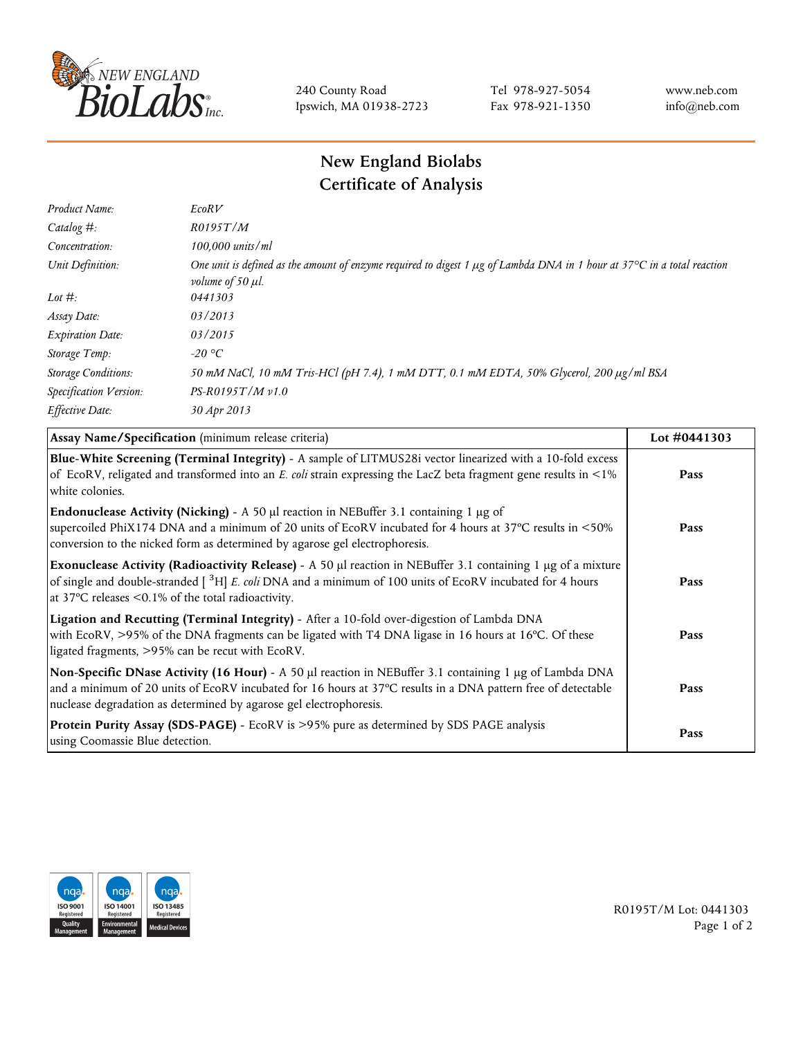240 County Road
Ipswich, MA 01938-2723

Tel 978-927-5054
Fax 978-921-1350

www.neb.com
info@neb.com

# New England Biolabs
# Certificate of Analysis

| | |
|---|---|
| *Product Name:* | *EcoRV* |
| *Catalog #:* | *R0195T/M* |
| *Concentration:* | *100,000 units/ml* |
| *Unit Definition:* | *One unit is defined as the amount of enzyme required to digest 1 µg of Lambda DNA in 1 hour at 37°C in a total reaction volume of 50 µl.* |
| *Lot #:* | *0441303* |
| *Assay Date:* | *03/2013* |
| *Expiration Date:* | *03/2015* |
| *Storage Temp:* | *-20 °C* |
| *Storage Conditions:* | *50 mM NaCl, 10 mM Tris-HCl (pH 7.4), 1 mM DTT, 0.1 mM EDTA, 50% Glycerol, 200 µg/ml BSA* |
| *Specification Version:* | *PS-R0195T/M v1.0* |
| *Effective Date:* | *30 Apr 2013* |

| **Assay Name/Specification** (minimum release criteria) | **Lot #0441303** |
|---|---|
| **Blue-White Screening (Terminal Integrity)** - A sample of LITMUS28i vector linearized with a 10-fold excess of EcoRV, religated and transformed into an *E. coli* strain expressing the LacZ beta fragment gene results in <1% white colonies. | **Pass** |
| **Endonuclease Activity (Nicking)** - A 50 µl reaction in NEBuffer 3.1 containing 1 µg of supercoiled PhiX174 DNA and a minimum of 20 units of EcoRV incubated for 4 hours at 37°C results in <50% conversion to the nicked form as determined by agarose gel electrophoresis. | **Pass** |
| **Exonuclease Activity (Radioactivity Release)** - A 50 µl reaction in NEBuffer 3.1 containing 1 µg of a mixture of single and double-stranded [ $^{3}$H] *E. coli* DNA and a minimum of 100 units of EcoRV incubated for 4 hours at 37°C releases <0.1% of the total radioactivity. | **Pass** |
| **Ligation and Recutting (Terminal Integrity)** - After a 10-fold over-digestion of Lambda DNA with EcoRV, >95% of the DNA fragments can be ligated with T4 DNA ligase in 16 hours at 16°C. Of these ligated fragments, >95% can be recut with EcoRV. | **Pass** |
| **Non-Specific DNase Activity (16 Hour)** - A 50 µl reaction in NEBuffer 3.1 containing 1 µg of Lambda DNA and a minimum of 20 units of EcoRV incubated for 16 hours at 37°C results in a DNA pattern free of detectable nuclease degradation as determined by agarose gel electrophoresis. | **Pass** |
| **Protein Purity Assay (SDS-PAGE)** - EcoRV is >95% pure as determined by SDS PAGE analysis using Coomassie Blue detection. | **Pass** |

R0195T/M Lot: 0441303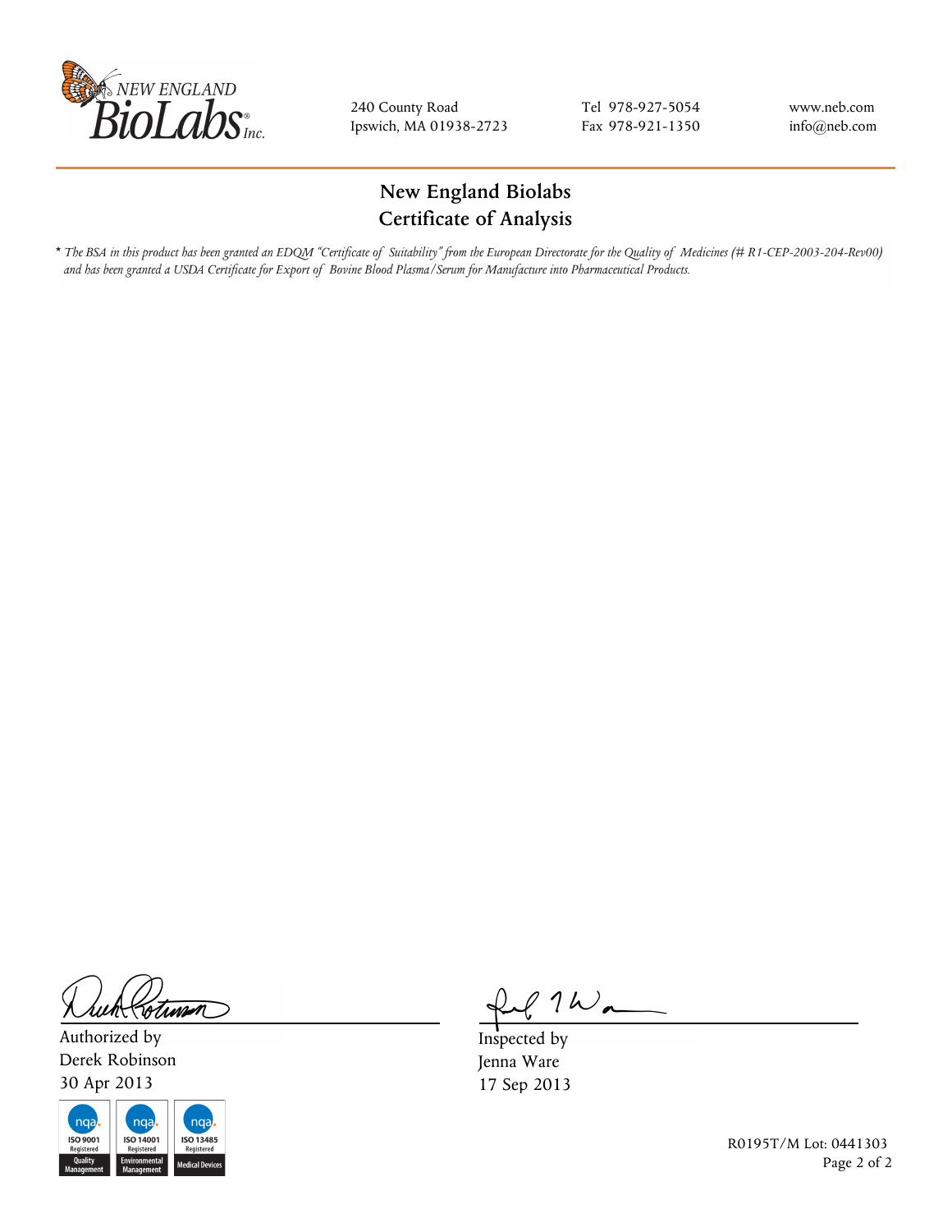240 County Road
Ipswich, MA 01938-2723

Tel 978-927-5054
Fax 978-921-1350

www.neb.com
info@neb.com

## New England Biolabs
## Certificate of Analysis

* *The BSA in this product has been granted an EDQM "Certificate of Suitability" from the European Directorate for the Quality of Medicines (# R1-CEP-2003-204-Rev00) and has been granted a USDA Certificate for Export of Bovine Blood Plasma/Serum for Manufacture into Pharmaceutical Products.*

Authorized by
Derek Robinson
30 Apr 2013

Inspected by
Jenna Ware
17 Sep 2013

nqa ISO 9001 Registered Quality Management
nqa ISO 14001 Registered Environmental Management
nqa ISO 13485 Registered Medical Devices

R0195T/M Lot: 0441303